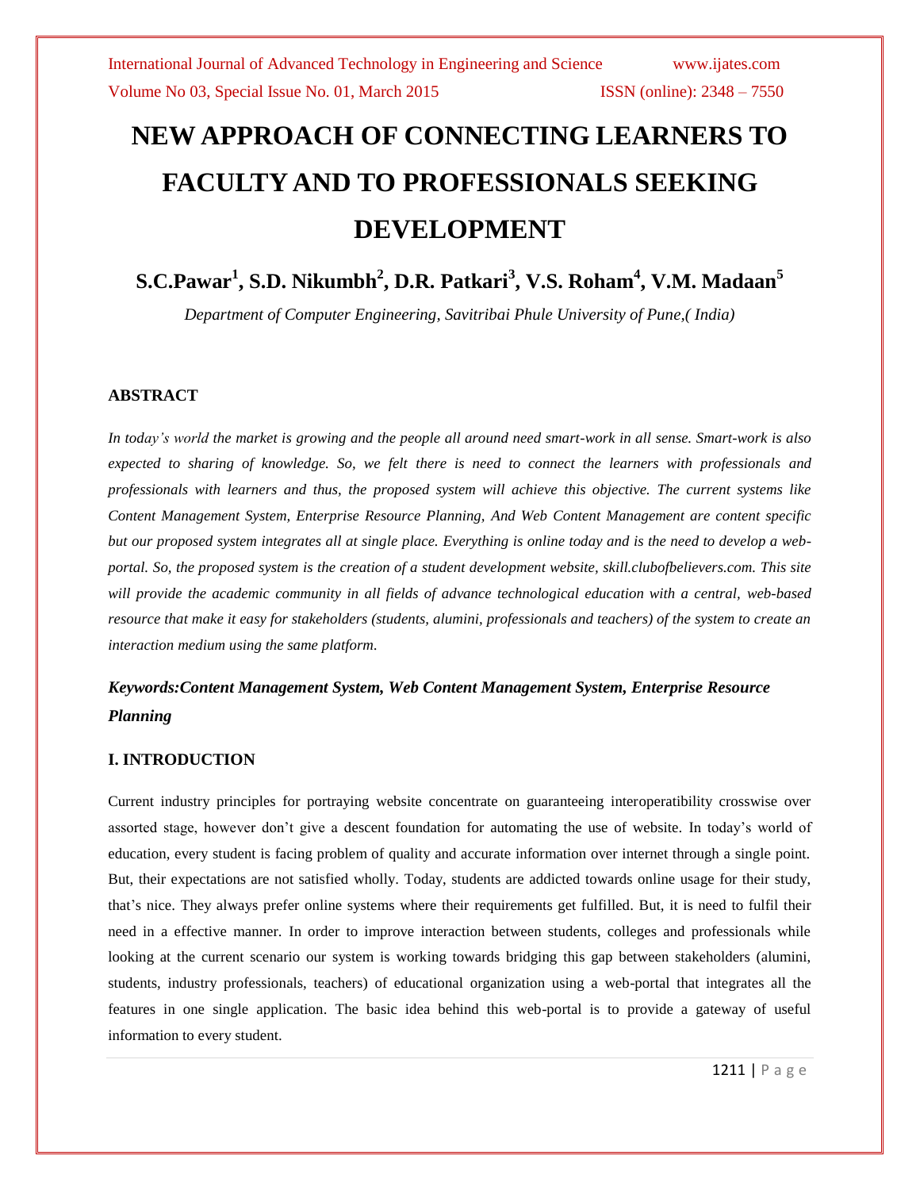# NEW APPROACH OF CONNECTING LEARNERS TO FACULTY AND TO PROFESSIONALS SEEKING DEVELOPMENT

**S.C.Pawar[1], S.D. Nikumbh[2], D.R. Patkari[3], V.S. Roham[4], V.M. Madaan[5]**

*Department of Computer Engineering, Savitribai Phule University of Pune,( India)*

## ABSTRACT

*In today's world the market is growing and the people all around need smart-work in all sense. Smart-work is also expected to sharing of knowledge. So, we felt there is need to connect the learners with professionals and professionals with learners and thus, the proposed system will achieve this objective. The current systems like Content Management System, Enterprise Resource Planning, And Web Content Management are content specific but our proposed system integrates all at single place. Everything is online today and is the need to develop a web-portal. So, the proposed system is the creation of a student development website, skill.clubofbelievers.com. This site will provide the academic community in all fields of advance technological education with a central, web-based resource that make it easy for stakeholders (students, alumini, professionals and teachers) of the system to create an interaction medium using the same platform.*

***Keywords:Content Management System, Web Content Management System, Enterprise Resource Planning***

## I. INTRODUCTION

Current industry principles for portraying website concentrate on guaranteeing interoperatibility crosswise over assorted stage, however don't give a descent foundation for automating the use of website. In today's world of education, every student is facing problem of quality and accurate information over internet through a single point. But, their expectations are not satisfied wholly. Today, students are addicted towards online usage for their study, that's nice. They always prefer online systems where their requirements get fulfilled. But, it is need to fulfil their need in a effective manner. In order to improve interaction between students, colleges and professionals while looking at the current scenario our system is working towards bridging this gap between stakeholders (alumini, students, industry professionals, teachers) of educational organization using a web-portal that integrates all the features in one single application. The basic idea behind this web-portal is to provide a gateway of useful information to every student.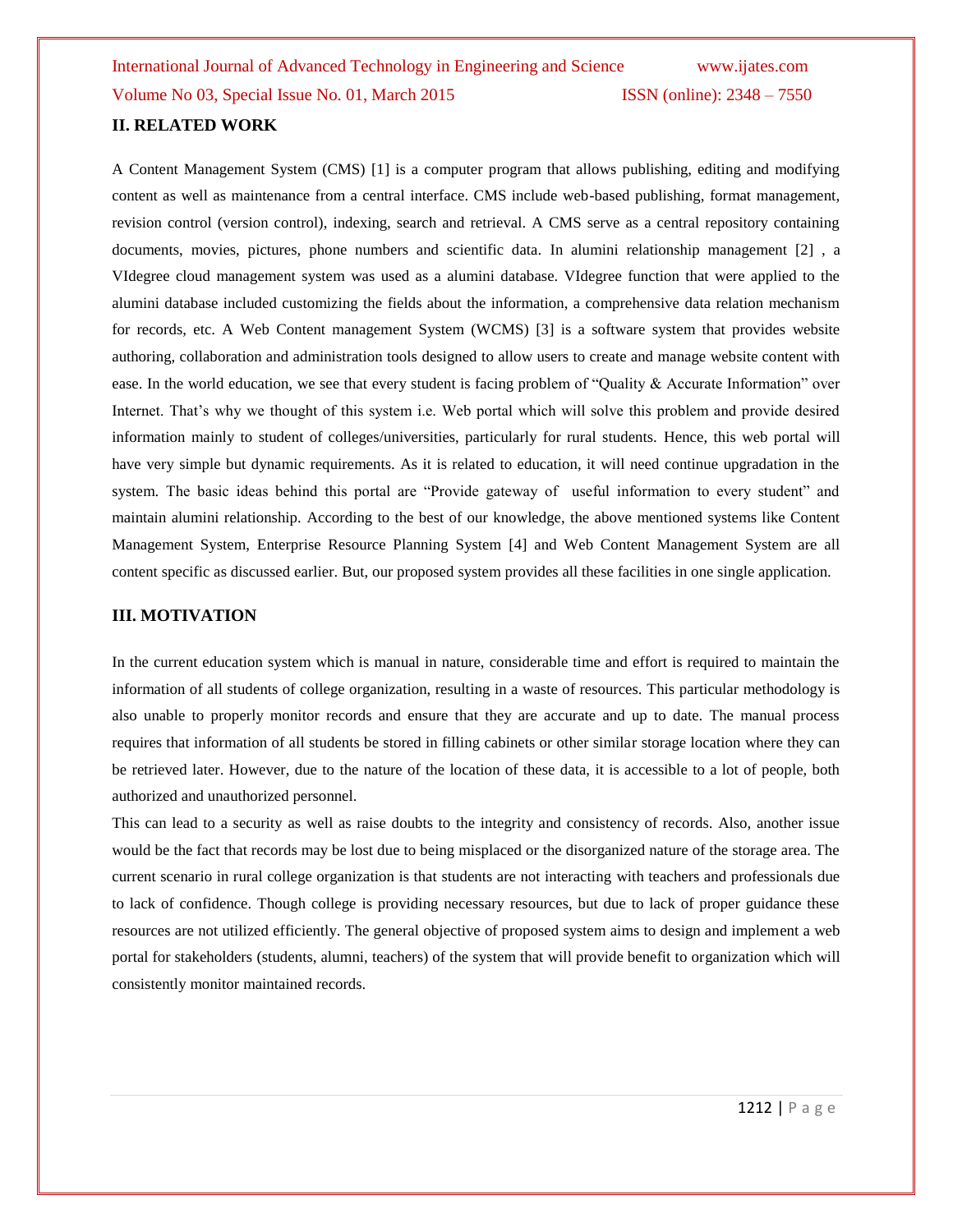## II. RELATED WORK

A Content Management System (CMS) [1] is a computer program that allows publishing, editing and modifying content as well as maintenance from a central interface. CMS include web-based publishing, format management, revision control (version control), indexing, search and retrieval. A CMS serve as a central repository containing documents, movies, pictures, phone numbers and scientific data. In alumini relationship management [2] , a VIdegree cloud management system was used as a alumini database. VIdegree function that were applied to the alumini database included customizing the fields about the information, a comprehensive data relation mechanism for records, etc. A Web Content management System (WCMS) [3] is a software system that provides website authoring, collaboration and administration tools designed to allow users to create and manage website content with ease. In the world education, we see that every student is facing problem of "Quality & Accurate Information" over Internet. That's why we thought of this system i.e. Web portal which will solve this problem and provide desired information mainly to student of colleges/universities, particularly for rural students. Hence, this web portal will have very simple but dynamic requirements. As it is related to education, it will need continue upgradation in the system. The basic ideas behind this portal are "Provide gateway of useful information to every student" and maintain alumini relationship. According to the best of our knowledge, the above mentioned systems like Content Management System, Enterprise Resource Planning System [4] and Web Content Management System are all content specific as discussed earlier. But, our proposed system provides all these facilities in one single application.

## III. MOTIVATION

In the current education system which is manual in nature, considerable time and effort is required to maintain the information of all students of college organization, resulting in a waste of resources. This particular methodology is also unable to properly monitor records and ensure that they are accurate and up to date. The manual process requires that information of all students be stored in filling cabinets or other similar storage location where they can be retrieved later. However, due to the nature of the location of these data, it is accessible to a lot of people, both authorized and unauthorized personnel.

This can lead to a security as well as raise doubts to the integrity and consistency of records. Also, another issue would be the fact that records may be lost due to being misplaced or the disorganized nature of the storage area. The current scenario in rural college organization is that students are not interacting with teachers and professionals due to lack of confidence. Though college is providing necessary resources, but due to lack of proper guidance these resources are not utilized efficiently. The general objective of proposed system aims to design and implement a web portal for stakeholders (students, alumni, teachers) of the system that will provide benefit to organization which will consistently monitor maintained records.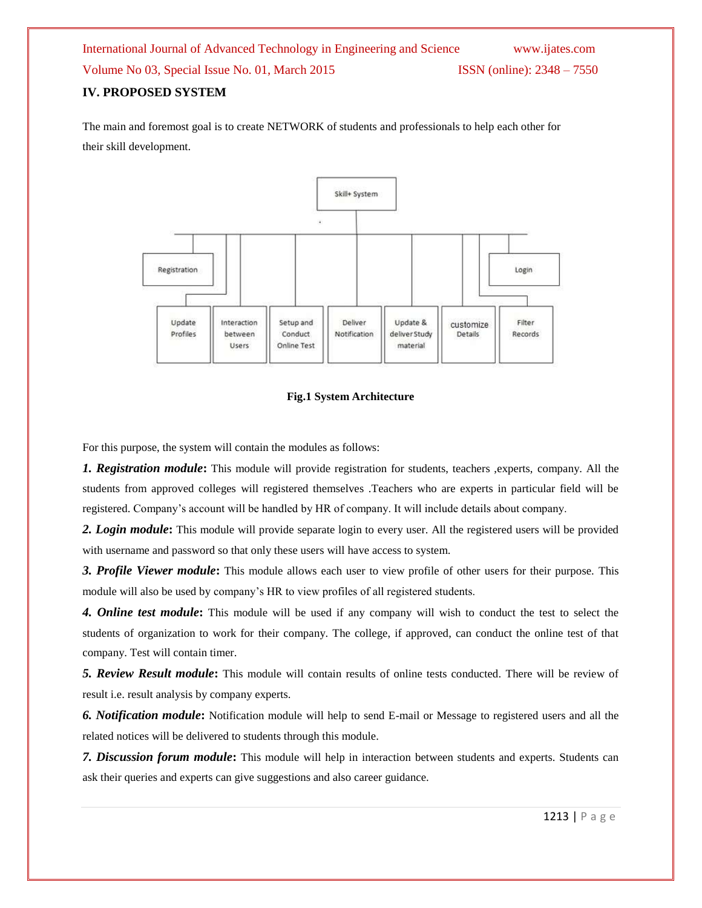## IV. PROPOSED SYSTEM

The main and foremost goal is to create NETWORK of students and professionals to help each other for their skill development.

**Fig.1 System Architecture**

For this purpose, the system will contain the modules as follows:

***1. Registration module*:** This module will provide registration for students, teachers ,experts, company. All the students from approved colleges will registered themselves .Teachers who are experts in particular field will be registered. Company's account will be handled by HR of company. It will include details about company.

***2. Login module*:** This module will provide separate login to every user. All the registered users will be provided with username and password so that only these users will have access to system.

***3. Profile Viewer module*:** This module allows each user to view profile of other users for their purpose. This module will also be used by company's HR to view profiles of all registered students.

***4. Online test module*:** This module will be used if any company will wish to conduct the test to select the students of organization to work for their company. The college, if approved, can conduct the online test of that company. Test will contain timer.

***5. Review Result module*:** This module will contain results of online tests conducted. There will be review of result i.e. result analysis by company experts.

***6. Notification module*:** Notification module will help to send E-mail or Message to registered users and all the related notices will be delivered to students through this module.

***7. Discussion forum module*:** This module will help in interaction between students and experts. Students can ask their queries and experts can give suggestions and also career guidance.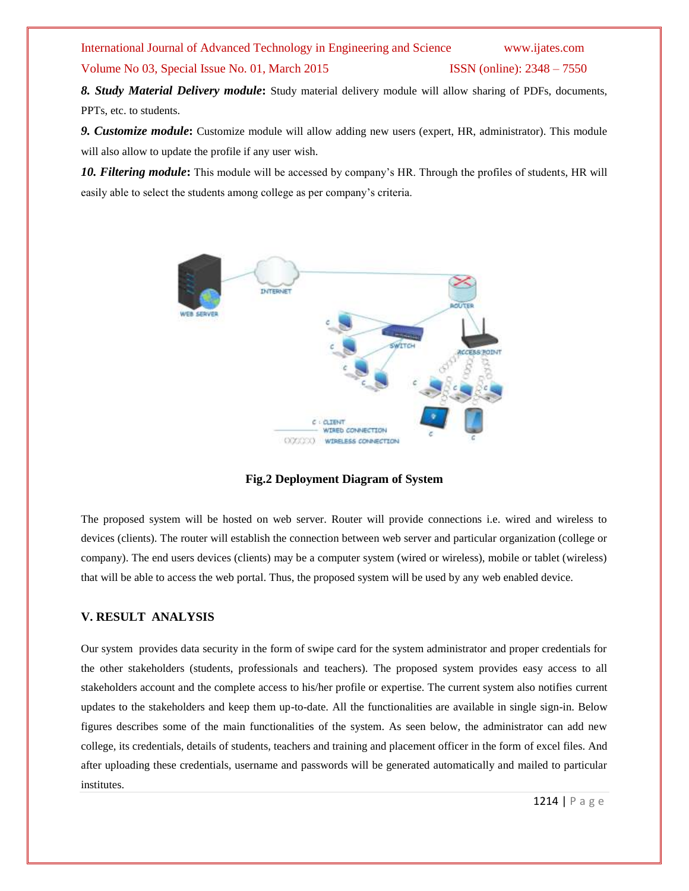***8. Study Material Delivery module*:** Study material delivery module will allow sharing of PDFs, documents, PPTs, etc. to students.

***9. Customize module*:** Customize module will allow adding new users (expert, HR, administrator). This module will also allow to update the profile if any user wish.

***10. Filtering module*:** This module will be accessed by company's HR. Through the profiles of students, HR will easily able to select the students among college as per company's criteria.

**Fig.2 Deployment Diagram of System**

The proposed system will be hosted on web server. Router will provide connections i.e. wired and wireless to devices (clients). The router will establish the connection between web server and particular organization (college or company). The end users devices (clients) may be a computer system (wired or wireless), mobile or tablet (wireless) that will be able to access the web portal. Thus, the proposed system will be used by any web enabled device.

## V. RESULT ANALYSIS

Our system provides data security in the form of swipe card for the system administrator and proper credentials for the other stakeholders (students, professionals and teachers). The proposed system provides easy access to all stakeholders account and the complete access to his/her profile or expertise. The current system also notifies current updates to the stakeholders and keep them up-to-date. All the functionalities are available in single sign-in. Below figures describes some of the main functionalities of the system. As seen below, the administrator can add new college, its credentials, details of students, teachers and training and placement officer in the form of excel files. And after uploading these credentials, username and passwords will be generated automatically and mailed to particular institutes.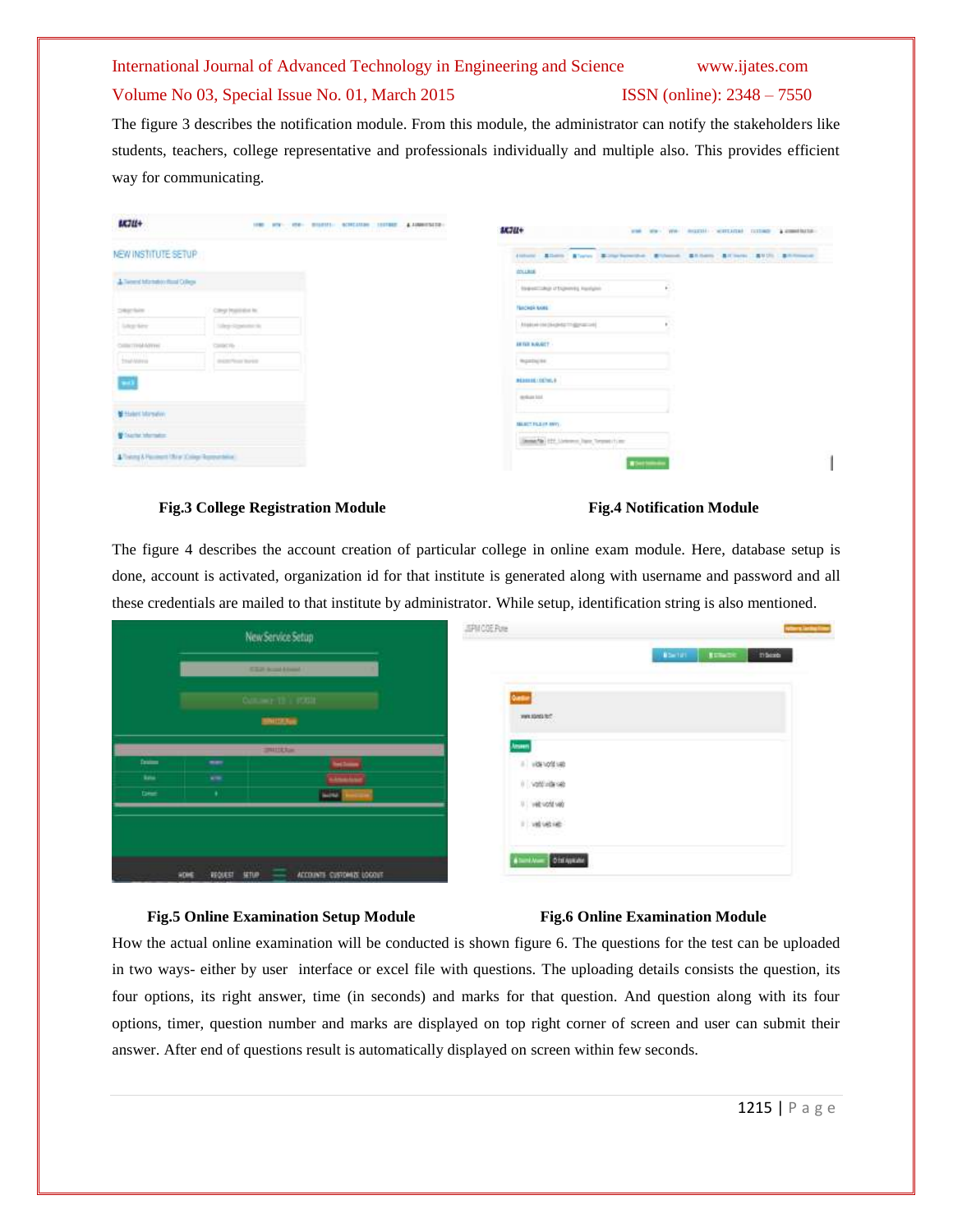The figure 3 describes the notification module. From this module, the administrator can notify the stakeholders like students, teachers, college representative and professionals individually and multiple also. This provides efficient way for communicating.

**Fig.3 College Registration Module** **Fig.4 Notification Module**

The figure 4 describes the account creation of particular college in online exam module. Here, database setup is done, account is activated, organization id for that institute is generated along with username and password and all these credentials are mailed to that institute by administrator. While setup, identification string is also mentioned.

**Fig.5 Online Examination Setup Module** **Fig.6 Online Examination Module**

How the actual online examination will be conducted is shown figure 6. The questions for the test can be uploaded in two ways- either by user interface or excel file with questions. The uploading details consists the question, its four options, its right answer, time (in seconds) and marks for that question. And question along with its four options, timer, question number and marks are displayed on top right corner of screen and user can submit their answer. After end of questions result is automatically displayed on screen within few seconds.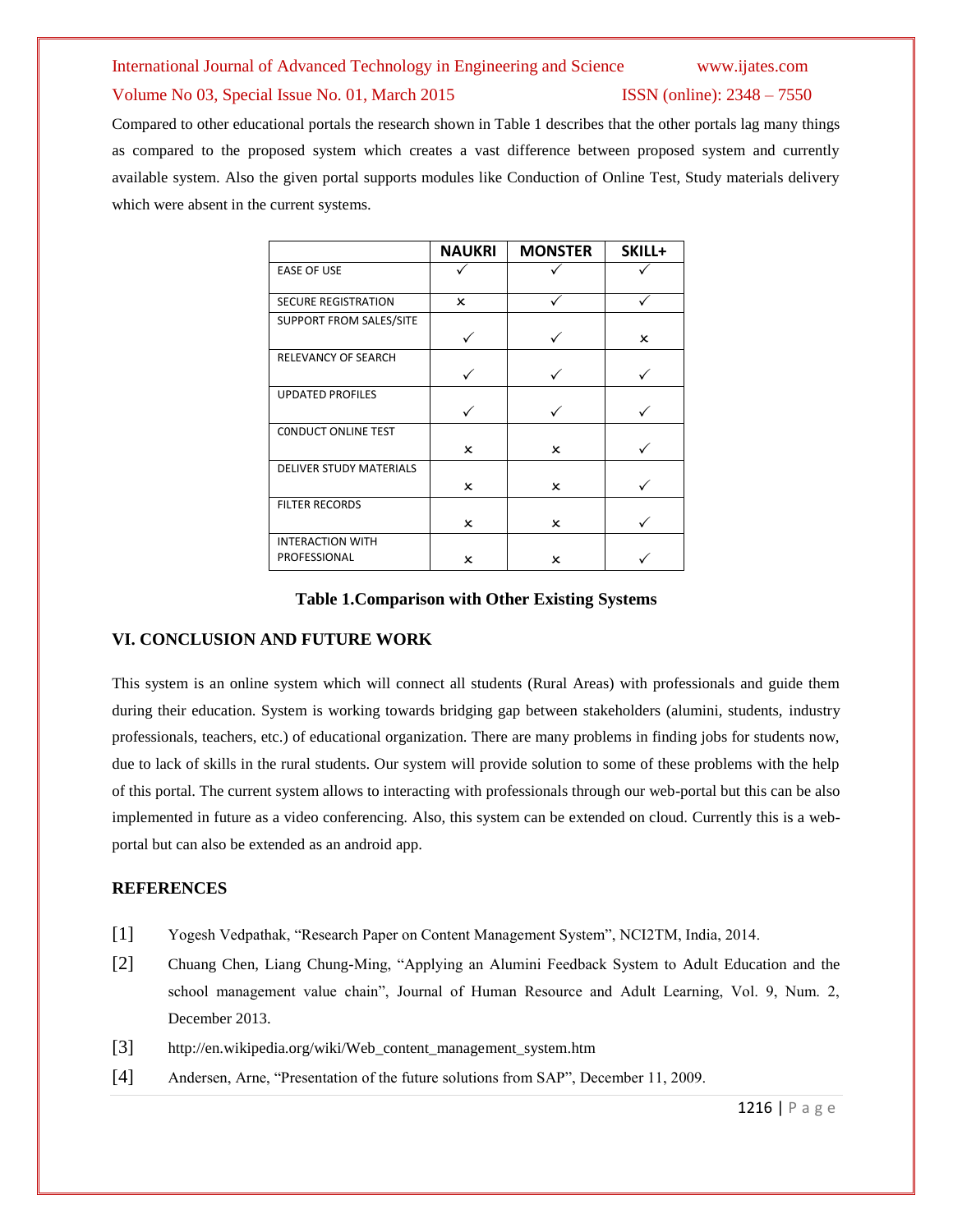Compared to other educational portals the research shown in Table 1 describes that the other portals lag many things as compared to the proposed system which creates a vast difference between proposed system and currently available system. Also the given portal supports modules like Conduction of Online Test, Study materials delivery which were absent in the current systems.

| | NAUKRI | MONSTER | SKILL+ |
|---|---|---|---|
| EASE OF USE | ✓ | ✓ | ✓ |
| SECURE REGISTRATION | × | ✓ | ✓ |
| SUPPORT FROM SALES/SITE | ✓ | ✓ | × |
| RELEVANCY OF SEARCH | ✓ | ✓ | ✓ |
| UPDATED PROFILES | ✓ | ✓ | ✓ |
| CONDUCT ONLINE TEST | × | × | ✓ |
| DELIVER STUDY MATERIALS | × | × | ✓ |
| FILTER RECORDS | × | × | ✓ |
| INTERACTION WITH PROFESSIONAL | × | × | ✓ |

**Table 1.Comparison with Other Existing Systems**

## VI. CONCLUSION AND FUTURE WORK

This system is an online system which will connect all students (Rural Areas) with professionals and guide them during their education. System is working towards bridging gap between stakeholders (alumini, students, industry professionals, teachers, etc.) of educational organization. There are many problems in finding jobs for students now, due to lack of skills in the rural students. Our system will provide solution to some of these problems with the help of this portal. The current system allows to interacting with professionals through our web-portal but this can be also implemented in future as a video conferencing. Also, this system can be extended on cloud. Currently this is a web-portal but can also be extended as an android app.

## REFERENCES

[1] Yogesh Vedpathak, "Research Paper on Content Management System", NCI2TM, India, 2014.

[2] Chuang Chen, Liang Chung-Ming, "Applying an Alumini Feedback System to Adult Education and the school management value chain", Journal of Human Resource and Adult Learning, Vol. 9, Num. 2, December 2013.

[3] http://en.wikipedia.org/wiki/Web_content_management_system.htm

[4] Andersen, Arne, "Presentation of the future solutions from SAP", December 11, 2009.